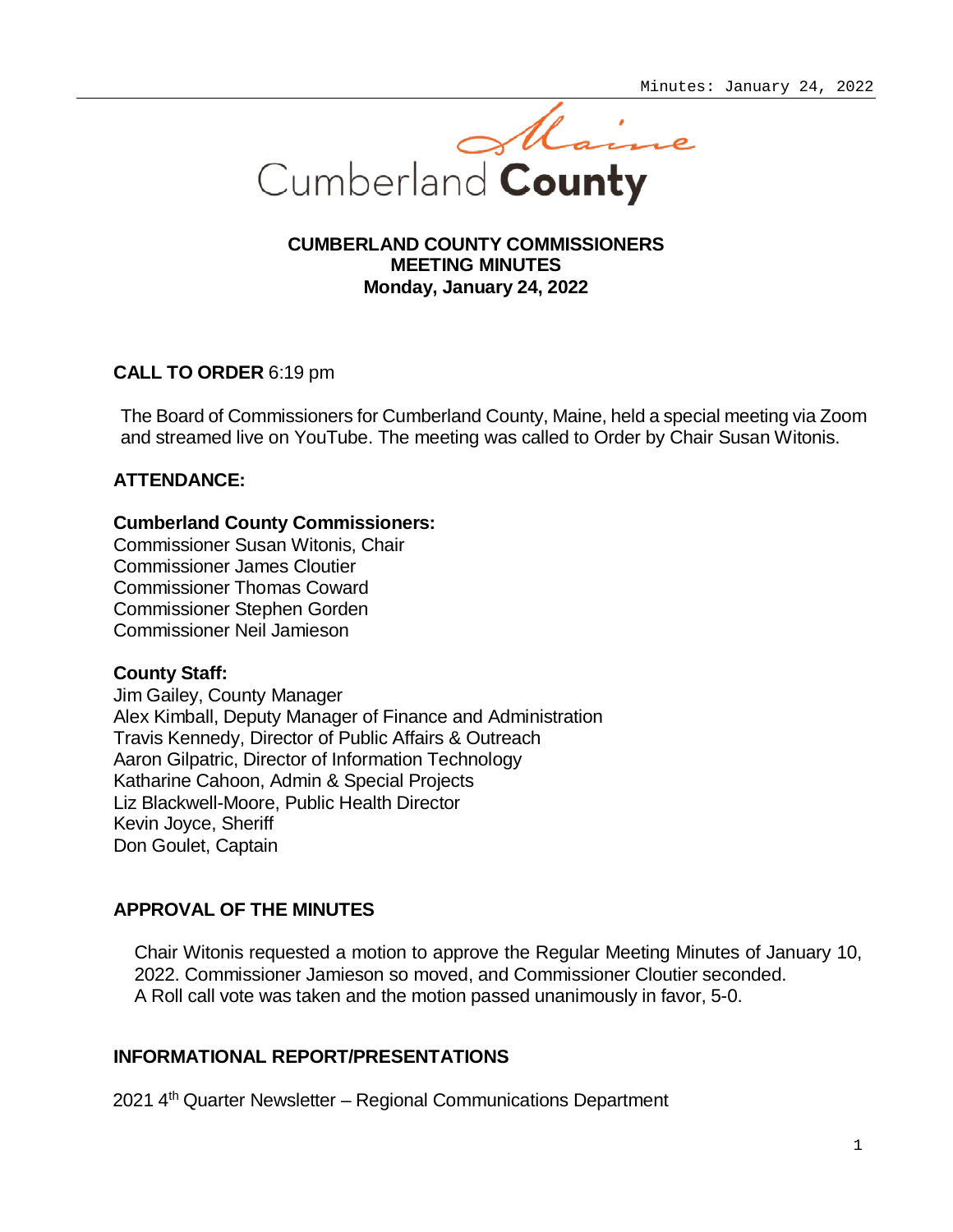Cumberland County

# CUMBERLAND COUNTY COMMISSIONERS MEETING MINUTES
## Monday, January 24, 2022

**CALL TO ORDER** 6:19 pm

The Board of Commissioners for Cumberland County, Maine, held a special meeting via Zoom and streamed live on YouTube. The meeting was called to Order by Chair Susan Witonis.

**ATTENDANCE:**

**Cumberland County Commissioners:**
Commissioner Susan Witonis, Chair
Commissioner James Cloutier
Commissioner Thomas Coward
Commissioner Stephen Gorden
Commissioner Neil Jamieson

**County Staff:**
Jim Gailey, County Manager
Alex Kimball, Deputy Manager of Finance and Administration
Travis Kennedy, Director of Public Affairs & Outreach
Aaron Gilpatric, Director of Information Technology
Katharine Cahoon, Admin & Special Projects
Liz Blackwell-Moore, Public Health Director
Kevin Joyce, Sheriff
Don Goulet, Captain

**APPROVAL OF THE MINUTES**

Chair Witonis requested a motion to approve the Regular Meeting Minutes of January 10, 2022. Commissioner Jamieson so moved, and Commissioner Cloutier seconded. A Roll call vote was taken and the motion passed unanimously in favor, 5-0.

**INFORMATIONAL REPORT/PRESENTATIONS**

2021 4th Quarter Newsletter – Regional Communications Department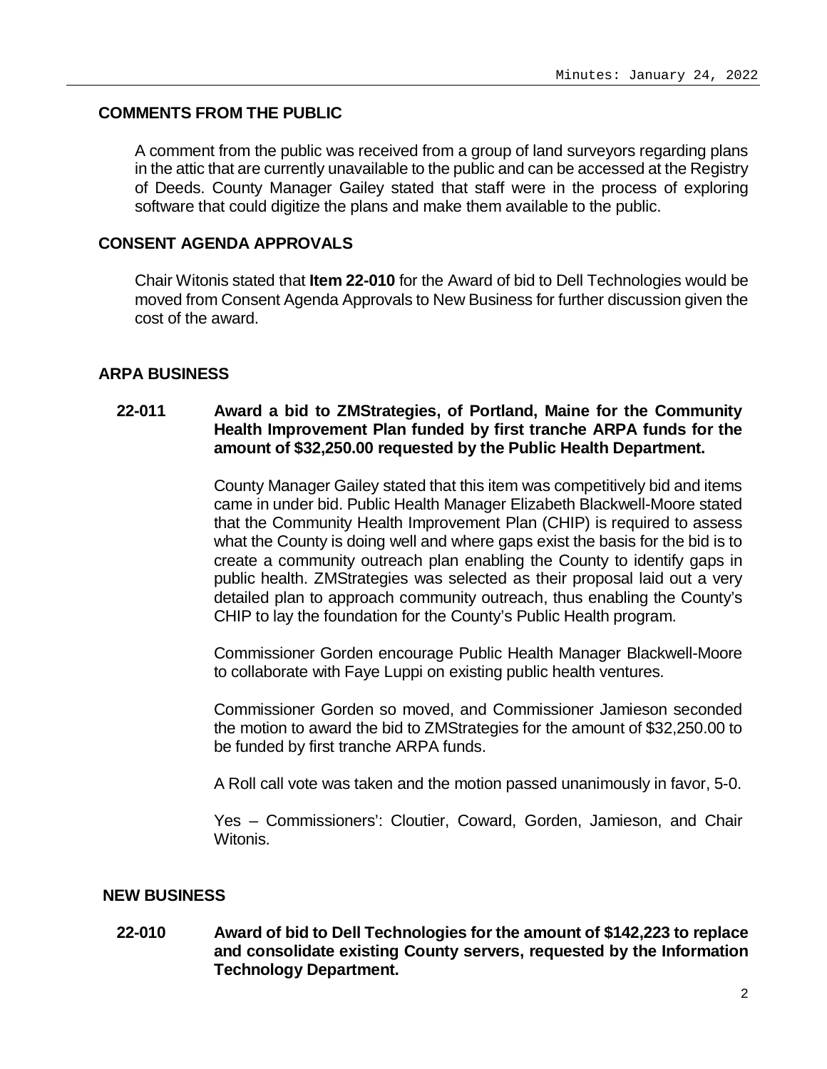## COMMENTS FROM THE PUBLIC

A comment from the public was received from a group of land surveyors regarding plans in the attic that are currently unavailable to the public and can be accessed at the Registry of Deeds. County Manager Gailey stated that staff were in the process of exploring software that could digitize the plans and make them available to the public.

## CONSENT AGENDA APPROVALS

Chair Witonis stated that **Item 22-010** for the Award of bid to Dell Technologies would be moved from Consent Agenda Approvals to New Business for further discussion given the cost of the award.

## ARPA BUSINESS

**22-011 Award a bid to ZMStrategies, of Portland, Maine for the Community Health Improvement Plan funded by first tranche ARPA funds for the amount of $32,250.00 requested by the Public Health Department.**

County Manager Gailey stated that this item was competitively bid and items came in under bid. Public Health Manager Elizabeth Blackwell-Moore stated that the Community Health Improvement Plan (CHIP) is required to assess what the County is doing well and where gaps exist the basis for the bid is to create a community outreach plan enabling the County to identify gaps in public health. ZMStrategies was selected as their proposal laid out a very detailed plan to approach community outreach, thus enabling the County's CHIP to lay the foundation for the County's Public Health program.

Commissioner Gorden encourage Public Health Manager Blackwell-Moore to collaborate with Faye Luppi on existing public health ventures.

Commissioner Gorden so moved, and Commissioner Jamieson seconded the motion to award the bid to ZMStrategies for the amount of $32,250.00 to be funded by first tranche ARPA funds.

A Roll call vote was taken and the motion passed unanimously in favor, 5-0.

Yes – Commissioners': Cloutier, Coward, Gorden, Jamieson, and Chair Witonis.

## NEW BUSINESS

**22-010 Award of bid to Dell Technologies for the amount of $142,223 to replace and consolidate existing County servers, requested by the Information Technology Department.**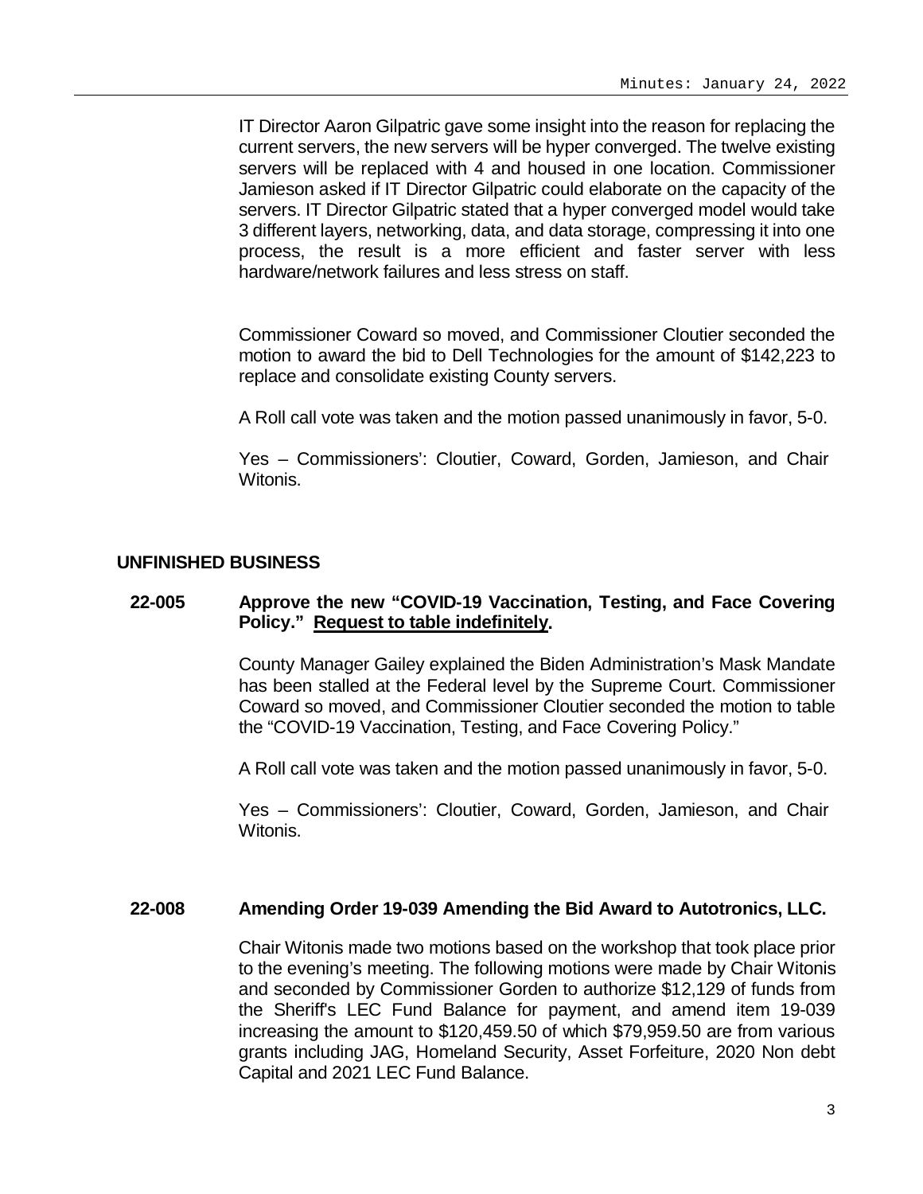IT Director Aaron Gilpatric gave some insight into the reason for replacing the current servers, the new servers will be hyper converged. The twelve existing servers will be replaced with 4 and housed in one location. Commissioner Jamieson asked if IT Director Gilpatric could elaborate on the capacity of the servers. IT Director Gilpatric stated that a hyper converged model would take 3 different layers, networking, data, and data storage, compressing it into one process, the result is a more efficient and faster server with less hardware/network failures and less stress on staff.

Commissioner Coward so moved, and Commissioner Cloutier seconded the motion to award the bid to Dell Technologies for the amount of $142,223 to replace and consolidate existing County servers.

A Roll call vote was taken and the motion passed unanimously in favor, 5-0.

Yes – Commissioners': Cloutier, Coward, Gorden, Jamieson, and Chair Witonis.

## UNFINISHED BUSINESS

**22-005 Approve the new "COVID-19 Vaccination, Testing, and Face Covering Policy." Request to table indefinitely.**

County Manager Gailey explained the Biden Administration's Mask Mandate has been stalled at the Federal level by the Supreme Court. Commissioner Coward so moved, and Commissioner Cloutier seconded the motion to table the "COVID-19 Vaccination, Testing, and Face Covering Policy."

A Roll call vote was taken and the motion passed unanimously in favor, 5-0.

Yes – Commissioners': Cloutier, Coward, Gorden, Jamieson, and Chair Witonis.

**22-008 Amending Order 19-039 Amending the Bid Award to Autotronics, LLC.**

Chair Witonis made two motions based on the workshop that took place prior to the evening's meeting. The following motions were made by Chair Witonis and seconded by Commissioner Gorden to authorize $12,129 of funds from the Sheriff's LEC Fund Balance for payment, and amend item 19-039 increasing the amount to $120,459.50 of which $79,959.50 are from various grants including JAG, Homeland Security, Asset Forfeiture, 2020 Non debt Capital and 2021 LEC Fund Balance.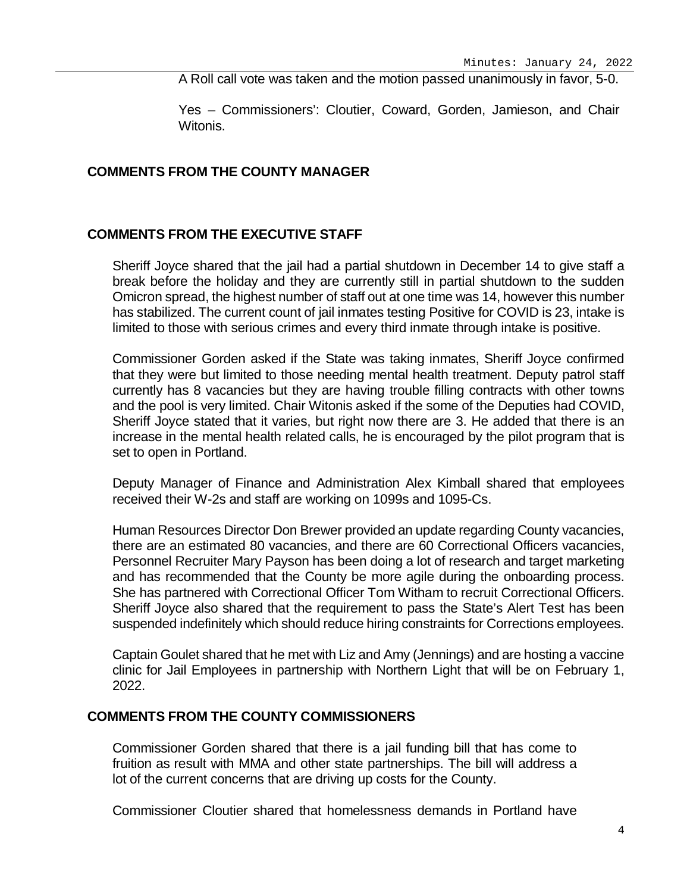A Roll call vote was taken and the motion passed unanimously in favor, 5-0.

Yes – Commissioners': Cloutier, Coward, Gorden, Jamieson, and Chair Witonis.

**COMMENTS FROM THE COUNTY MANAGER**

**COMMENTS FROM THE EXECUTIVE STAFF**

Sheriff Joyce shared that the jail had a partial shutdown in December 14 to give staff a break before the holiday and they are currently still in partial shutdown to the sudden Omicron spread, the highest number of staff out at one time was 14, however this number has stabilized. The current count of jail inmates testing Positive for COVID is 23, intake is limited to those with serious crimes and every third inmate through intake is positive.

Commissioner Gorden asked if the State was taking inmates, Sheriff Joyce confirmed that they were but limited to those needing mental health treatment. Deputy patrol staff currently has 8 vacancies but they are having trouble filling contracts with other towns and the pool is very limited. Chair Witonis asked if the some of the Deputies had COVID, Sheriff Joyce stated that it varies, but right now there are 3. He added that there is an increase in the mental health related calls, he is encouraged by the pilot program that is set to open in Portland.

Deputy Manager of Finance and Administration Alex Kimball shared that employees received their W-2s and staff are working on 1099s and 1095-Cs.

Human Resources Director Don Brewer provided an update regarding County vacancies, there are an estimated 80 vacancies, and there are 60 Correctional Officers vacancies, Personnel Recruiter Mary Payson has been doing a lot of research and target marketing and has recommended that the County be more agile during the onboarding process. She has partnered with Correctional Officer Tom Witham to recruit Correctional Officers. Sheriff Joyce also shared that the requirement to pass the State's Alert Test has been suspended indefinitely which should reduce hiring constraints for Corrections employees.

Captain Goulet shared that he met with Liz and Amy (Jennings) and are hosting a vaccine clinic for Jail Employees in partnership with Northern Light that will be on February 1, 2022.

**COMMENTS FROM THE COUNTY COMMISSIONERS**

Commissioner Gorden shared that there is a jail funding bill that has come to fruition as result with MMA and other state partnerships. The bill will address a lot of the current concerns that are driving up costs for the County.

Commissioner Cloutier shared that homelessness demands in Portland have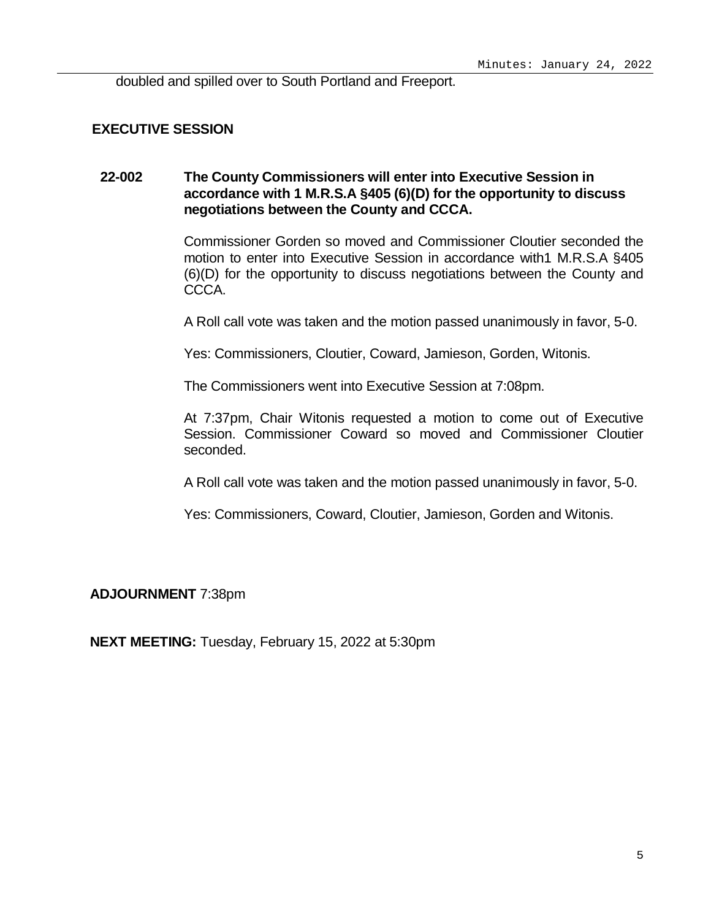doubled and spilled over to South Portland and Freeport.

## EXECUTIVE SESSION

**22-002 The County Commissioners will enter into Executive Session in accordance with 1 M.R.S.A §405 (6)(D) for the opportunity to discuss negotiations between the County and CCCA.**

Commissioner Gorden so moved and Commissioner Cloutier seconded the motion to enter into Executive Session in accordance with1 M.R.S.A §405 (6)(D) for the opportunity to discuss negotiations between the County and CCCA.

A Roll call vote was taken and the motion passed unanimously in favor, 5-0.

Yes: Commissioners, Cloutier, Coward, Jamieson, Gorden, Witonis.

The Commissioners went into Executive Session at 7:08pm.

At 7:37pm, Chair Witonis requested a motion to come out of Executive Session. Commissioner Coward so moved and Commissioner Cloutier seconded.

A Roll call vote was taken and the motion passed unanimously in favor, 5-0.

Yes: Commissioners, Coward, Cloutier, Jamieson, Gorden and Witonis.

**ADJOURNMENT** 7:38pm

**NEXT MEETING:** Tuesday, February 15, 2022 at 5:30pm